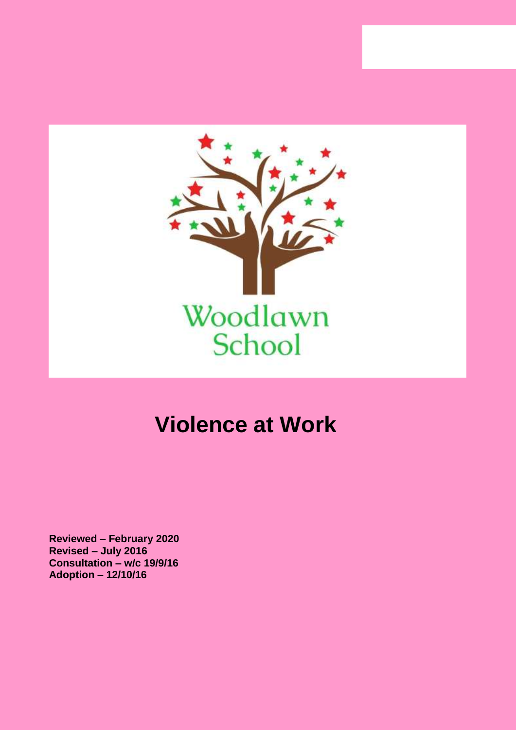Woodlawn School

# Violence at Work

**Reviewed – February 2020**
**Revised – July 2016**
**Consultation – w/c 19/9/16**
**Adoption – 12/10/16**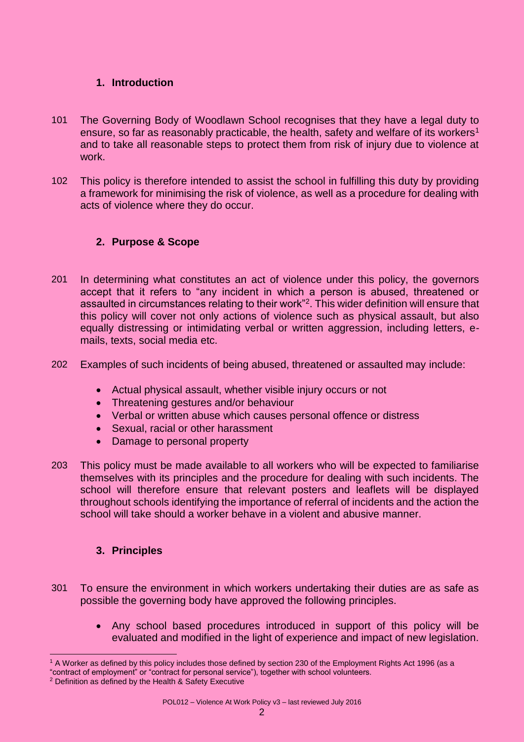## 1. Introduction

101 The Governing Body of Woodlawn School recognises that they have a legal duty to ensure, so far as reasonably practicable, the health, safety and welfare of its workers[1] and to take all reasonable steps to protect them from risk of injury due to violence at work.

102 This policy is therefore intended to assist the school in fulfilling this duty by providing a framework for minimising the risk of violence, as well as a procedure for dealing with acts of violence where they do occur.

## 2. Purpose & Scope

201 In determining what constitutes an act of violence under this policy, the governors accept that it refers to "any incident in which a person is abused, threatened or assaulted in circumstances relating to their work"[2]. This wider definition will ensure that this policy will cover not only actions of violence such as physical assault, but also equally distressing or intimidating verbal or written aggression, including letters, e-mails, texts, social media etc.

202 Examples of such incidents of being abused, threatened or assaulted may include:

- Actual physical assault, whether visible injury occurs or not
- Threatening gestures and/or behaviour
- Verbal or written abuse which causes personal offence or distress
- Sexual, racial or other harassment
- Damage to personal property

203 This policy must be made available to all workers who will be expected to familiarise themselves with its principles and the procedure for dealing with such incidents. The school will therefore ensure that relevant posters and leaflets will be displayed throughout schools identifying the importance of referral of incidents and the action the school will take should a worker behave in a violent and abusive manner.

## 3. Principles

301 To ensure the environment in which workers undertaking their duties are as safe as possible the governing body have approved the following principles.

- Any school based procedures introduced in support of this policy will be evaluated and modified in the light of experience and impact of new legislation.

---

[1] A Worker as defined by this policy includes those defined by section 230 of the Employment Rights Act 1996 (as a "contract of employment" or "contract for personal service"), together with school volunteers.

[2] Definition as defined by the Health & Safety Executive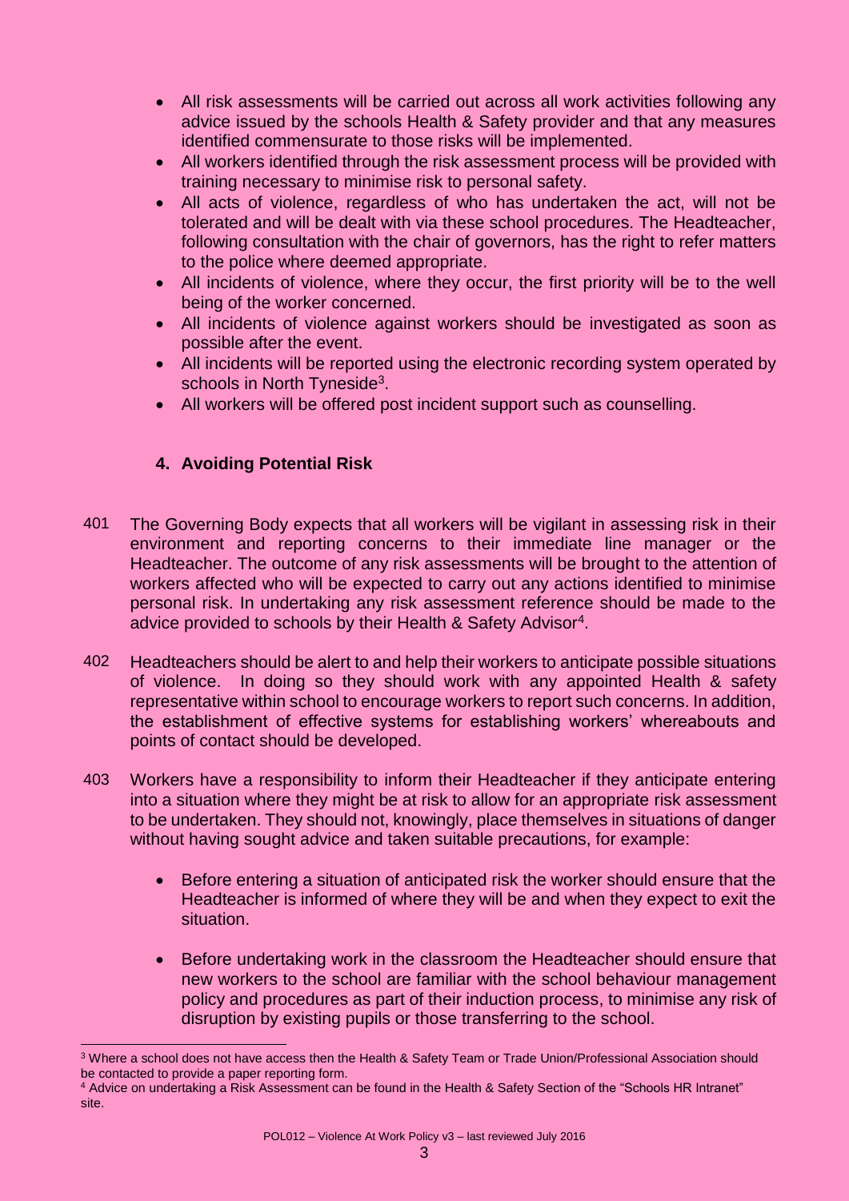- All risk assessments will be carried out across all work activities following any advice issued by the schools Health & Safety provider and that any measures identified commensurate to those risks will be implemented.
- All workers identified through the risk assessment process will be provided with training necessary to minimise risk to personal safety.
- All acts of violence, regardless of who has undertaken the act, will not be tolerated and will be dealt with via these school procedures. The Headteacher, following consultation with the chair of governors, has the right to refer matters to the police where deemed appropriate.
- All incidents of violence, where they occur, the first priority will be to the well being of the worker concerned.
- All incidents of violence against workers should be investigated as soon as possible after the event.
- All incidents will be reported using the electronic recording system operated by schools in North Tyneside[3].
- All workers will be offered post incident support such as counselling.

## 4. Avoiding Potential Risk

401 The Governing Body expects that all workers will be vigilant in assessing risk in their environment and reporting concerns to their immediate line manager or the Headteacher. The outcome of any risk assessments will be brought to the attention of workers affected who will be expected to carry out any actions identified to minimise personal risk. In undertaking any risk assessment reference should be made to the advice provided to schools by their Health & Safety Advisor[4].

402 Headteachers should be alert to and help their workers to anticipate possible situations of violence. In doing so they should work with any appointed Health & safety representative within school to encourage workers to report such concerns. In addition, the establishment of effective systems for establishing workers' whereabouts and points of contact should be developed.

403 Workers have a responsibility to inform their Headteacher if they anticipate entering into a situation where they might be at risk to allow for an appropriate risk assessment to be undertaken. They should not, knowingly, place themselves in situations of danger without having sought advice and taken suitable precautions, for example:

- Before entering a situation of anticipated risk the worker should ensure that the Headteacher is informed of where they will be and when they expect to exit the situation.

- Before undertaking work in the classroom the Headteacher should ensure that new workers to the school are familiar with the school behaviour management policy and procedures as part of their induction process, to minimise any risk of disruption by existing pupils or those transferring to the school.

---

[3] Where a school does not have access then the Health & Safety Team or Trade Union/Professional Association should be contacted to provide a paper reporting form.

[4] Advice on undertaking a Risk Assessment can be found in the Health & Safety Section of the "Schools HR Intranet" site.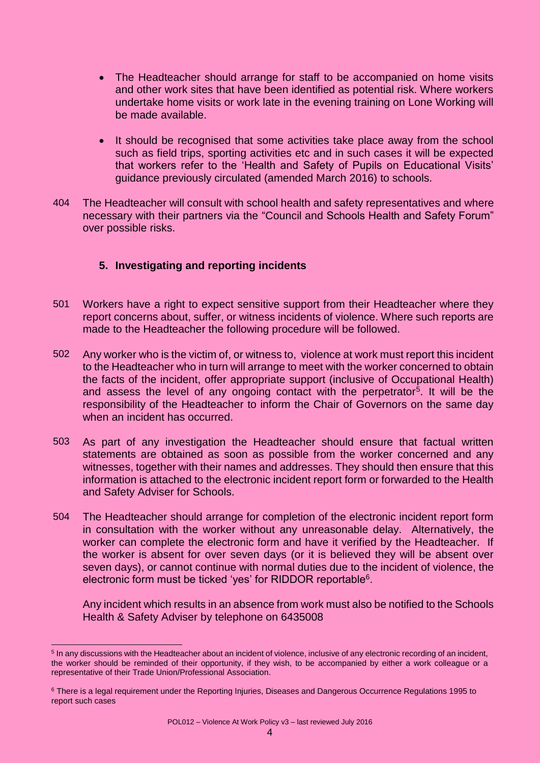- The Headteacher should arrange for staff to be accompanied on home visits and other work sites that have been identified as potential risk. Where workers undertake home visits or work late in the evening training on Lone Working will be made available.

- It should be recognised that some activities take place away from the school such as field trips, sporting activities etc and in such cases it will be expected that workers refer to the 'Health and Safety of Pupils on Educational Visits' guidance previously circulated (amended March 2016) to schools.

404 The Headteacher will consult with school health and safety representatives and where necessary with their partners via the "Council and Schools Health and Safety Forum" over possible risks.

## 5. Investigating and reporting incidents

501 Workers have a right to expect sensitive support from their Headteacher where they report concerns about, suffer, or witness incidents of violence. Where such reports are made to the Headteacher the following procedure will be followed.

502 Any worker who is the victim of, or witness to, violence at work must report this incident to the Headteacher who in turn will arrange to meet with the worker concerned to obtain the facts of the incident, offer appropriate support (inclusive of Occupational Health) and assess the level of any ongoing contact with the perpetrator[5]. It will be the responsibility of the Headteacher to inform the Chair of Governors on the same day when an incident has occurred.

503 As part of any investigation the Headteacher should ensure that factual written statements are obtained as soon as possible from the worker concerned and any witnesses, together with their names and addresses. They should then ensure that this information is attached to the electronic incident report form or forwarded to the Health and Safety Adviser for Schools.

504 The Headteacher should arrange for completion of the electronic incident report form in consultation with the worker without any unreasonable delay. Alternatively, the worker can complete the electronic form and have it verified by the Headteacher. If the worker is absent for over seven days (or it is believed they will be absent over seven days), or cannot continue with normal duties due to the incident of violence, the electronic form must be ticked 'yes' for RIDDOR reportable[6].

Any incident which results in an absence from work must also be notified to the Schools Health & Safety Adviser by telephone on 6435008

---

[5] In any discussions with the Headteacher about an incident of violence, inclusive of any electronic recording of an incident, the worker should be reminded of their opportunity, if they wish, to be accompanied by either a work colleague or a representative of their Trade Union/Professional Association.

[6] There is a legal requirement under the Reporting Injuries, Diseases and Dangerous Occurrence Regulations 1995 to report such cases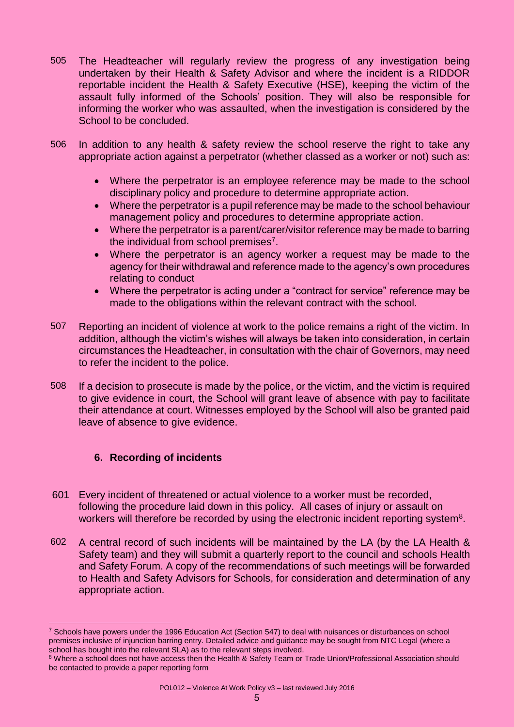505 The Headteacher will regularly review the progress of any investigation being undertaken by their Health & Safety Advisor and where the incident is a RIDDOR reportable incident the Health & Safety Executive (HSE), keeping the victim of the assault fully informed of the Schools' position. They will also be responsible for informing the worker who was assaulted, when the investigation is considered by the School to be concluded.

506 In addition to any health & safety review the school reserve the right to take any appropriate action against a perpetrator (whether classed as a worker or not) such as:

- Where the perpetrator is an employee reference may be made to the school disciplinary policy and procedure to determine appropriate action.
- Where the perpetrator is a pupil reference may be made to the school behaviour management policy and procedures to determine appropriate action.
- Where the perpetrator is a parent/carer/visitor reference may be made to barring the individual from school premises[7].
- Where the perpetrator is an agency worker a request may be made to the agency for their withdrawal and reference made to the agency's own procedures relating to conduct
- Where the perpetrator is acting under a "contract for service" reference may be made to the obligations within the relevant contract with the school.

507 Reporting an incident of violence at work to the police remains a right of the victim. In addition, although the victim's wishes will always be taken into consideration, in certain circumstances the Headteacher, in consultation with the chair of Governors, may need to refer the incident to the police.

508 If a decision to prosecute is made by the police, or the victim, and the victim is required to give evidence in court, the School will grant leave of absence with pay to facilitate their attendance at court. Witnesses employed by the School will also be granted paid leave of absence to give evidence.

## 6. Recording of incidents

601 Every incident of threatened or actual violence to a worker must be recorded, following the procedure laid down in this policy. All cases of injury or assault on workers will therefore be recorded by using the electronic incident reporting system[8].

602 A central record of such incidents will be maintained by the LA (by the LA Health & Safety team) and they will submit a quarterly report to the council and schools Health and Safety Forum. A copy of the recommendations of such meetings will be forwarded to Health and Safety Advisors for Schools, for consideration and determination of any appropriate action.

---

[7] Schools have powers under the 1996 Education Act (Section 547) to deal with nuisances or disturbances on school premises inclusive of injunction barring entry. Detailed advice and guidance may be sought from NTC Legal (where a school has bought into the relevant SLA) as to the relevant steps involved.

[8] Where a school does not have access then the Health & Safety Team or Trade Union/Professional Association should be contacted to provide a paper reporting form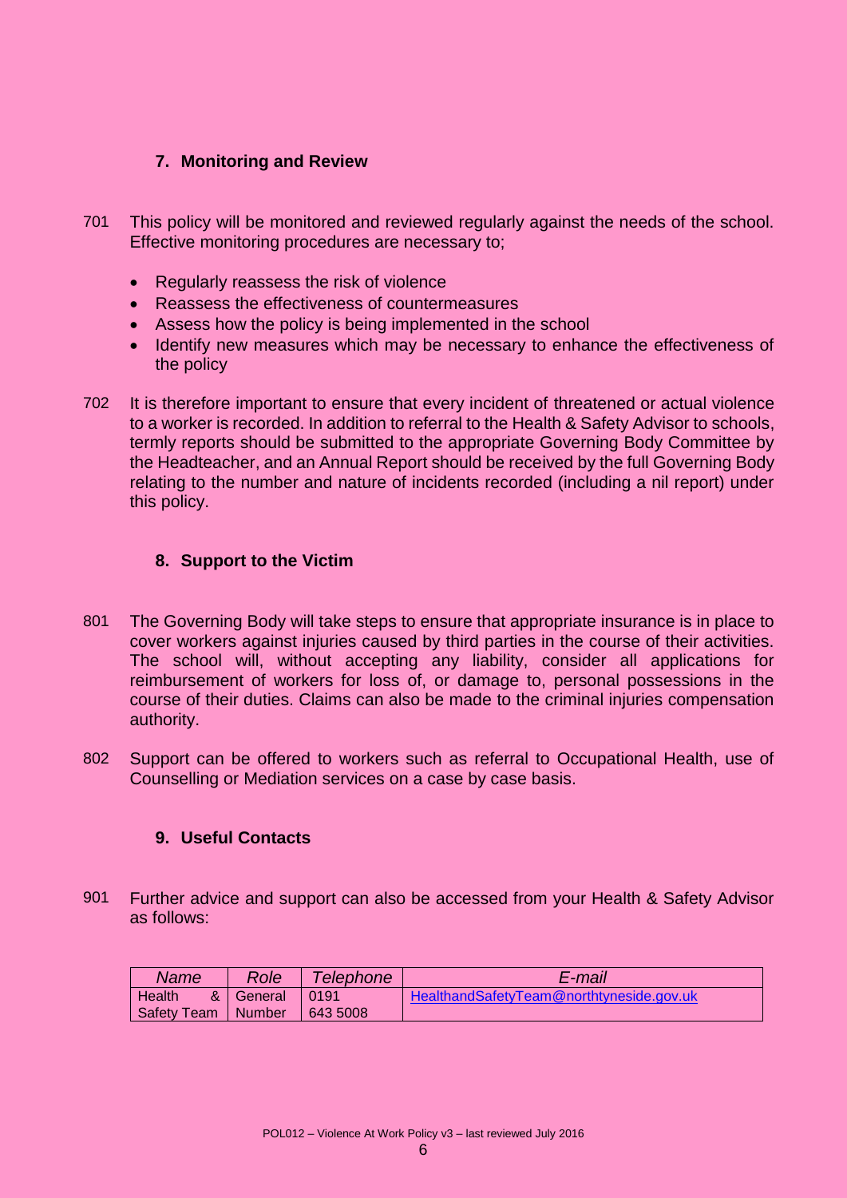## 7. Monitoring and Review

701 This policy will be monitored and reviewed regularly against the needs of the school. Effective monitoring procedures are necessary to;

- Regularly reassess the risk of violence
- Reassess the effectiveness of countermeasures
- Assess how the policy is being implemented in the school
- Identify new measures which may be necessary to enhance the effectiveness of the policy

702 It is therefore important to ensure that every incident of threatened or actual violence to a worker is recorded. In addition to referral to the Health & Safety Advisor to schools, termly reports should be submitted to the appropriate Governing Body Committee by the Headteacher, and an Annual Report should be received by the full Governing Body relating to the number and nature of incidents recorded (including a nil report) under this policy.

## 8. Support to the Victim

801 The Governing Body will take steps to ensure that appropriate insurance is in place to cover workers against injuries caused by third parties in the course of their activities. The school will, without accepting any liability, consider all applications for reimbursement of workers for loss of, or damage to, personal possessions in the course of their duties. Claims can also be made to the criminal injuries compensation authority.

802 Support can be offered to workers such as referral to Occupational Health, use of Counselling or Mediation services on a case by case basis.

## 9. Useful Contacts

901 Further advice and support can also be accessed from your Health & Safety Advisor as follows:

| *Name* | *Role* | *Telephone* | *E-mail* |
|---|---|---|---|
| Health & Safety Team | General Number | 0191 643 5008 | HealthandSafetyTeam@northtyneside.gov.uk |

POL012 – Violence At Work Policy v3 – last reviewed July 2016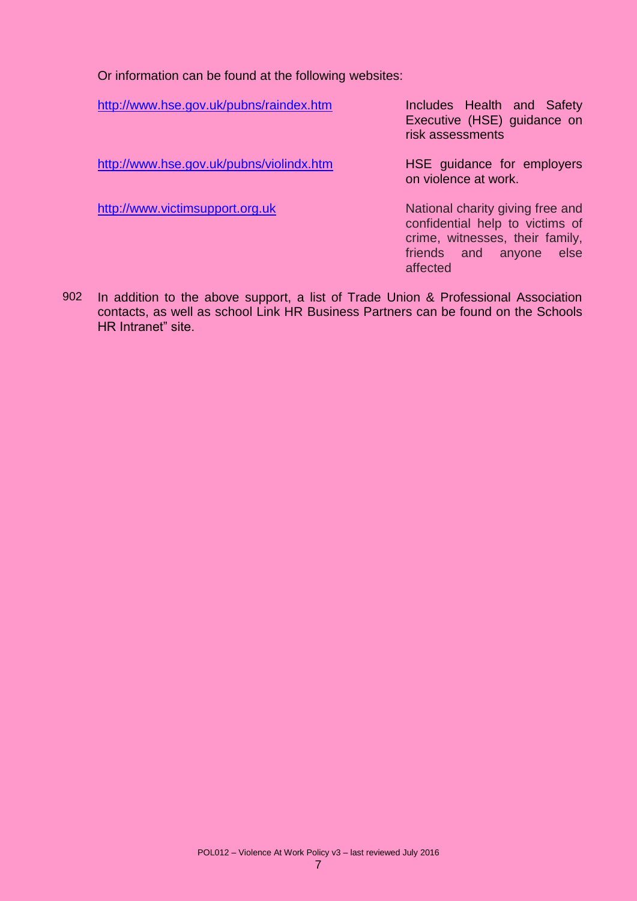Or information can be found at the following websites:

| | |
|---|---|
| http://www.hse.gov.uk/pubns/raindex.htm | Includes Health and Safety Executive (HSE) guidance on risk assessments |
| http://www.hse.gov.uk/pubns/violindx.htm | HSE guidance for employers on violence at work. |
| http://www.victimsupport.org.uk | National charity giving free and confidential help to victims of crime, witnesses, their family, friends and anyone else affected |

902 In addition to the above support, a list of Trade Union & Professional Association contacts, as well as school Link HR Business Partners can be found on the Schools HR Intranet" site.

POL012 – Violence At Work Policy v3 – last reviewed July 2016